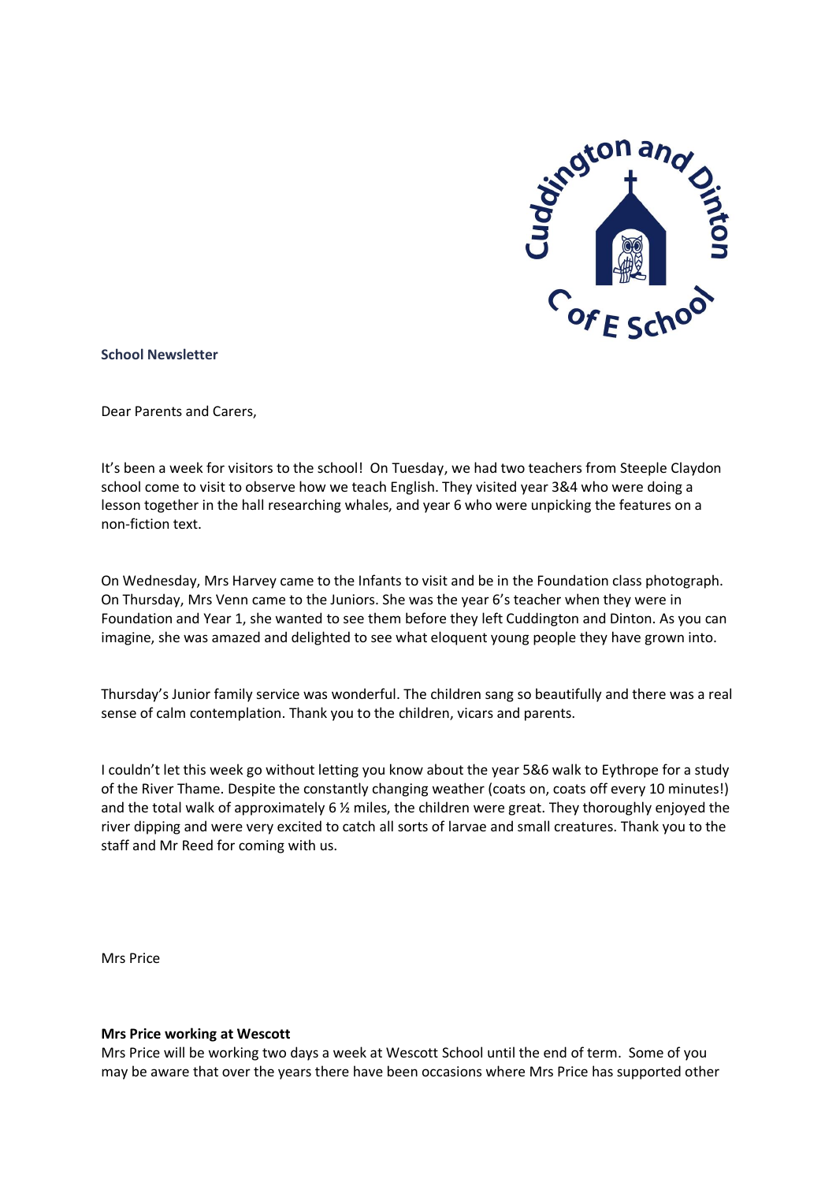**School Newsletter**

Dear Parents and Carers,

It's been a week for visitors to the school! On Tuesday, we had two teachers from Steeple Claydon school come to visit to observe how we teach English. They visited year 3&4 who were doing a lesson together in the hall researching whales, and year 6 who were unpicking the features on a non-fiction text.

On Wednesday, Mrs Harvey came to the Infants to visit and be in the Foundation class photograph. On Thursday, Mrs Venn came to the Juniors. She was the year 6's teacher when they were in Foundation and Year 1, she wanted to see them before they left Cuddington and Dinton. As you can imagine, she was amazed and delighted to see what eloquent young people they have grown into.

Thursday's Junior family service was wonderful. The children sang so beautifully and there was a real sense of calm contemplation. Thank you to the children, vicars and parents.

I couldn't let this week go without letting you know about the year 5&6 walk to Eythrope for a study of the River Thame. Despite the constantly changing weather (coats on, coats off every 10 minutes!) and the total walk of approximately 6 ½ miles, the children were great. They thoroughly enjoyed the river dipping and were very excited to catch all sorts of larvae and small creatures. Thank you to the staff and Mr Reed for coming with us.

Mrs Price

**Mrs Price working at Wescott**

Mrs Price will be working two days a week at Wescott School until the end of term. Some of you may be aware that over the years there have been occasions where Mrs Price has supported other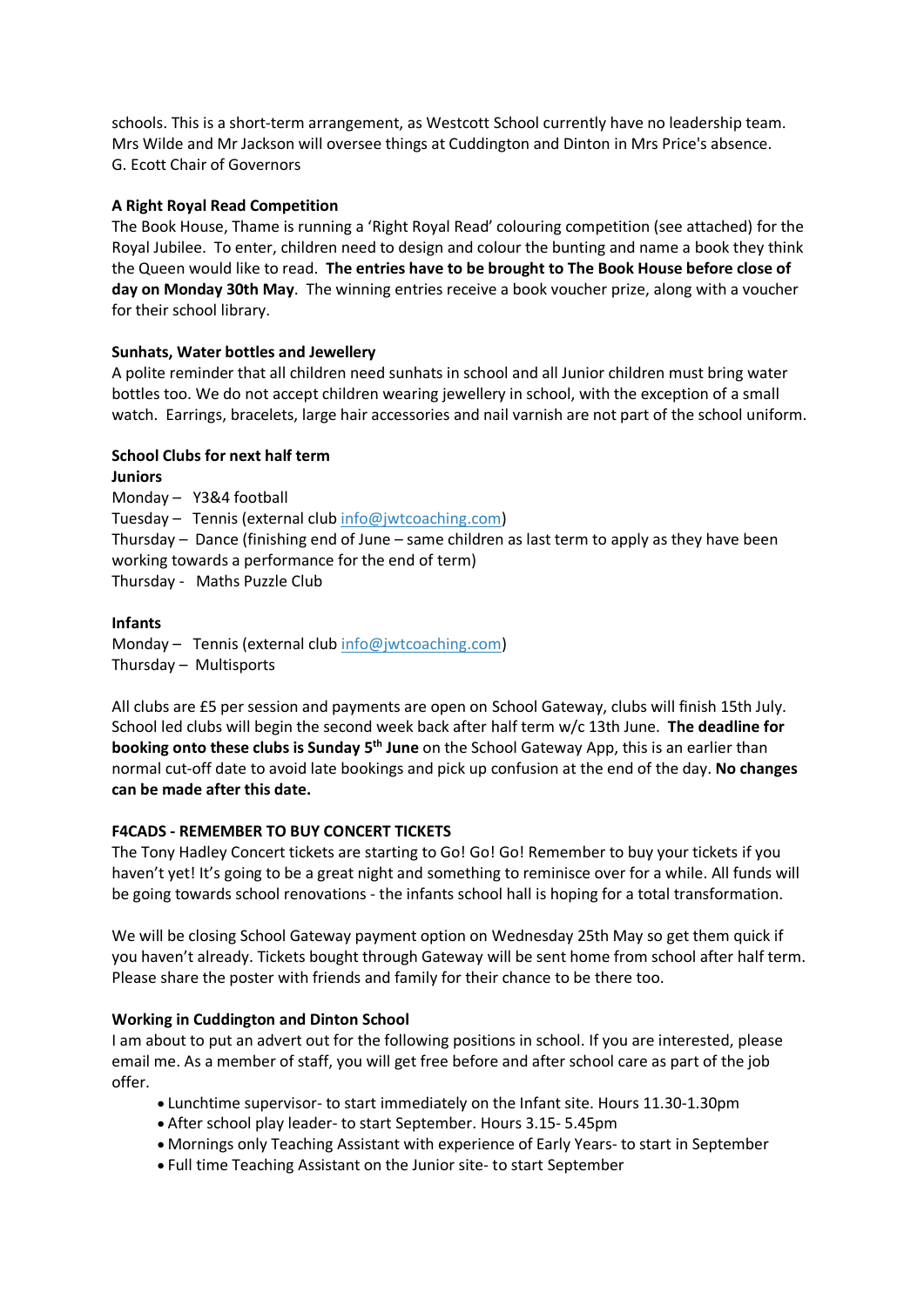schools. This is a short-term arrangement, as Westcott School currently have no leadership team. Mrs Wilde and Mr Jackson will oversee things at Cuddington and Dinton in Mrs Price's absence.
G. Ecott Chair of Governors

**A Right Royal Read Competition**

The Book House, Thame is running a 'Right Royal Read' colouring competition (see attached) for the Royal Jubilee. To enter, children need to design and colour the bunting and name a book they think the Queen would like to read. **The entries have to be brought to The Book House before close of day on Monday 30th May**. The winning entries receive a book voucher prize, along with a voucher for their school library.

**Sunhats, Water bottles and Jewellery**

A polite reminder that all children need sunhats in school and all Junior children must bring water bottles too. We do not accept children wearing jewellery in school, with the exception of a small watch. Earrings, bracelets, large hair accessories and nail varnish are not part of the school uniform.

**School Clubs for next half term**

**Juniors**

Monday – Y3&4 football
Tuesday – Tennis (external club info@jwtcoaching.com)
Thursday – Dance (finishing end of June – same children as last term to apply as they have been working towards a performance for the end of term)
Thursday - Maths Puzzle Club

**Infants**

Monday – Tennis (external club info@jwtcoaching.com)
Thursday – Multisports

All clubs are £5 per session and payments are open on School Gateway, clubs will finish 15th July. School led clubs will begin the second week back after half term w/c 13th June. **The deadline for booking onto these clubs is Sunday 5th June** on the School Gateway App, this is an earlier than normal cut-off date to avoid late bookings and pick up confusion at the end of the day. **No changes can be made after this date.**

**F4CADS - REMEMBER TO BUY CONCERT TICKETS**

The Tony Hadley Concert tickets are starting to Go! Go! Go! Remember to buy your tickets if you haven't yet! It's going to be a great night and something to reminisce over for a while. All funds will be going towards school renovations - the infants school hall is hoping for a total transformation.

We will be closing School Gateway payment option on Wednesday 25th May so get them quick if you haven't already. Tickets bought through Gateway will be sent home from school after half term. Please share the poster with friends and family for their chance to be there too.

**Working in Cuddington and Dinton School**

I am about to put an advert out for the following positions in school. If you are interested, please email me. As a member of staff, you will get free before and after school care as part of the job offer.

- Lunchtime supervisor- to start immediately on the Infant site. Hours 11.30-1.30pm
- After school play leader- to start September. Hours 3.15- 5.45pm
- Mornings only Teaching Assistant with experience of Early Years- to start in September
- Full time Teaching Assistant on the Junior site- to start September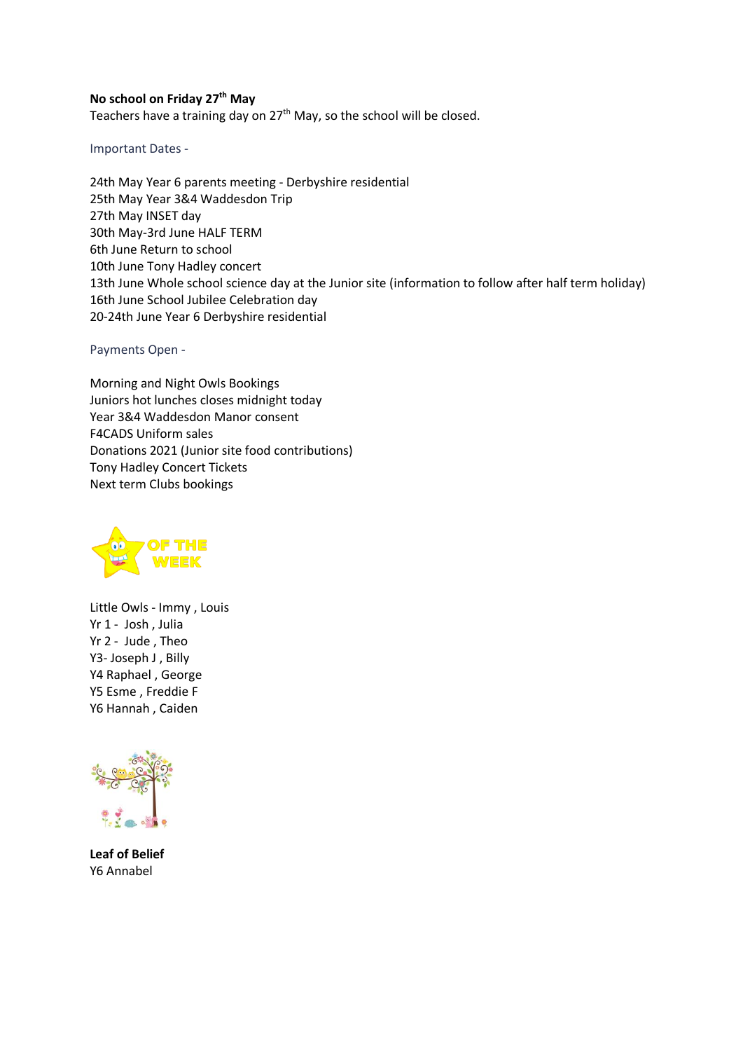**No school on Friday 27th May**

Teachers have a training day on 27th May, so the school will be closed.

Important Dates -

24th May Year 6 parents meeting - Derbyshire residential
25th May Year 3&4 Waddesdon Trip
27th May INSET day
30th May-3rd June HALF TERM
6th June Return to school
10th June Tony Hadley concert
13th June Whole school science day at the Junior site (information to follow after half term holiday)
16th June School Jubilee Celebration day
20-24th June Year 6 Derbyshire residential

Payments Open -

Morning and Night Owls Bookings
Juniors hot lunches closes midnight today
Year 3&4 Waddesdon Manor consent
F4CADS Uniform sales
Donations 2021 (Junior site food contributions)
Tony Hadley Concert Tickets
Next term Clubs bookings

OF THE WEEK

Little Owls - Immy , Louis
Yr 1 - Josh , Julia
Yr 2 - Jude , Theo
Y3- Joseph J , Billy
Y4 Raphael , George
Y5 Esme , Freddie F
Y6 Hannah , Caiden

**Leaf of Belief**

Y6 Annabel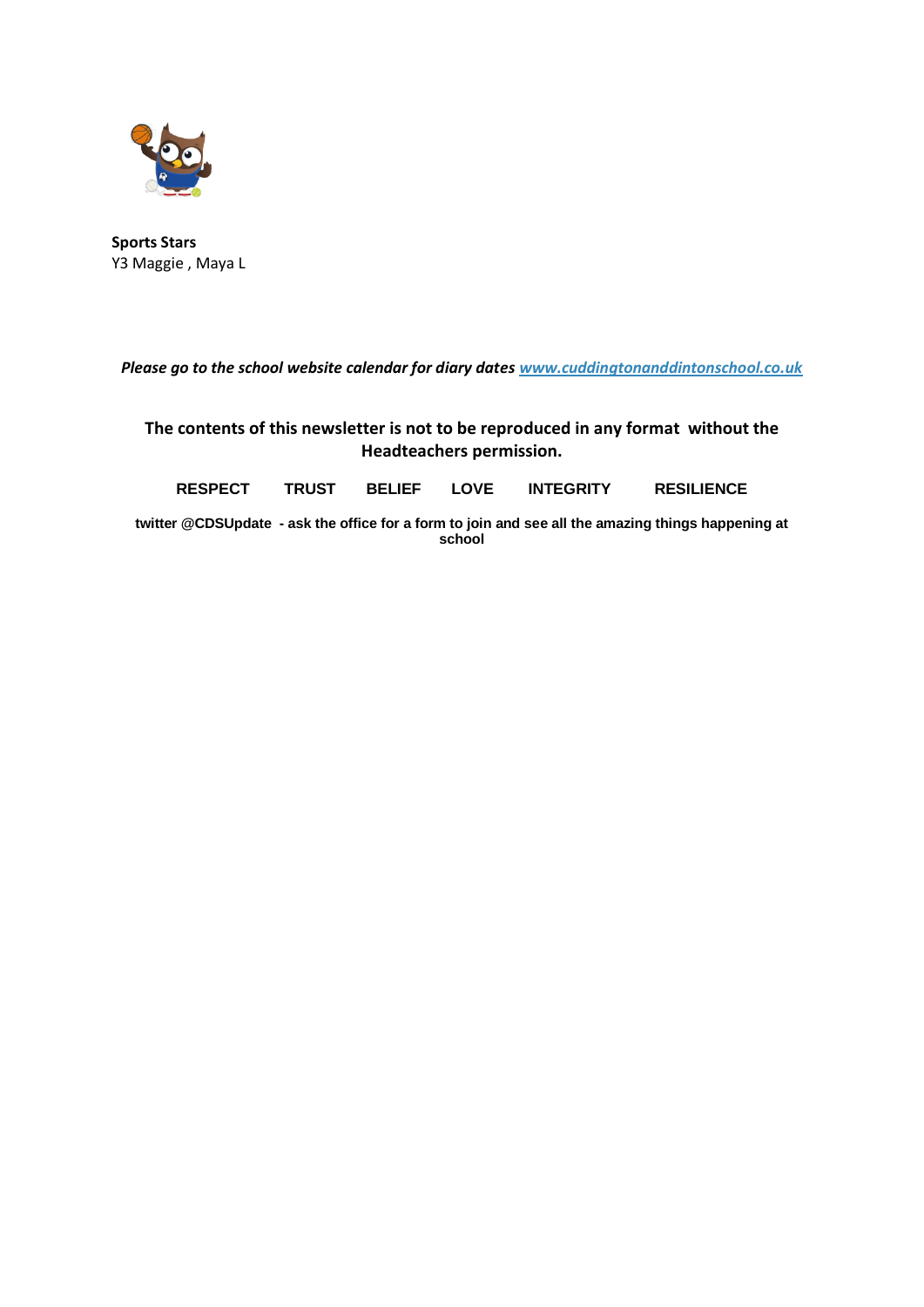**Sports Stars**
Y3 Maggie , Maya L

***Please go to the school website calendar for diary dates [www.cuddingtonanddintonschool.co.uk](http://www.cuddingtonanddintonschool.co.uk)***

**The contents of this newsletter is not to be reproduced in any format without the Headteachers permission.**

**RESPECT TRUST BELIEF LOVE INTEGRITY RESILIENCE**

**twitter @CDSUpdate - ask the office for a form to join and see all the amazing things happening at school**